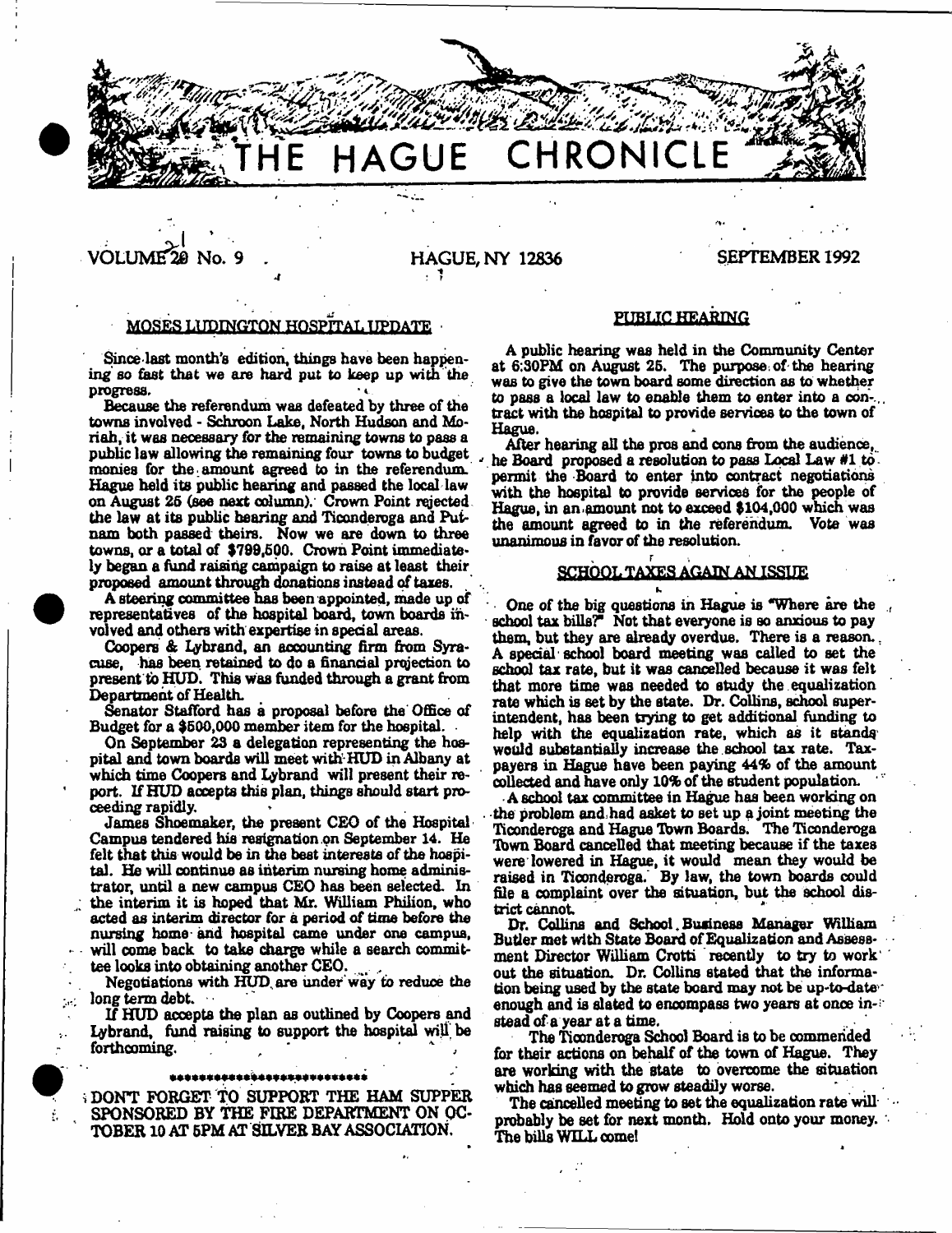# THE HAGUE CHRONICLE

VOLUME 20 No. 9 HAGUE, NY 12836 SEPTEMBER 1992

## MOSES LUDINGTON HOSPITAL UPDATE

Since last month's edition, things have been happening so fast that we are hard put to keep up with the progress.

Because the referendum was defeated by three of the towns involved - Schroon Lake, North Hudson and Moriah, it was necessary for the remaining towns to pass a public law allowing the remaining four towns to budget monies for the amount agreed to in the referendum. Hague held its public hearing and passed the local law on August 25 (see next column). Crown Point rejected the law at its public hearing and Ticonderoga and Putnam both passed theirs. Now we are down to three towns, or a total of $799,500. Crown Point immediately began a fund raising campaign to raise at least their proposed amount through donations instead of taxes.

A steering committee has been appointed, made up of representatives of the hospital board, town boards involved and others with expertise in special areas.

Coopers & Lybrand, an accounting firm from Syracuse, has been retained to do a financial projection to present to HUD. This was funded through a grant from Department of Health.

Senator Stafford has a proposal before the Office of Budget for a $500,000 member item for the hospital.

On September 23 a delegation representing the hospital and town boards will meet with HUD in Albany at which time Coopers and Lybrand will present their report. If HUD accepts this plan, things should start proceeding rapidly.

James Shoemaker, the present CEO of the Hospital Campus tendered his resignation on September 14. He felt that this would be in the best interests of the hospital. He will continue as interim nursing home administrator, until a new campus CEO has been selected. In the interim it is hoped that Mr. William Philion, who acted as interim director for a period of time before the nursing home and hospital came under one campus, will come back to take charge while a search committee looks into obtaining another CEO.

Negotiations with HUD are under way to reduce the long term debt.

If HUD accepts the plan as outlined by Coopers and Lybrand, fund raising to support the hospital will be forthcoming.

\*\*\*\*\*\*\*\*\*\*\*\*\*\*\*\*\*\*\*\*\*\*\*\*\*\*\*

DON'T FORGET TO SUPPORT THE HAM SUPPER SPONSORED BY THE FIRE DEPARTMENT ON OCTOBER 10 AT 5PM AT SILVER BAY ASSOCIATION.

## PUBLIC HEARING

A public hearing was held in the Community Center at 6:30PM on August 25. The purpose of the hearing was to give the town board some direction as to whether to pass a local law to enable them to enter into a contract with the hospital to provide services to the town of Hague.

After hearing all the pros and cons from the audience, the Board proposed a resolution to pass Local Law #1 to permit the Board to enter into contract negotiations with the hospital to provide services for the people of Hague, in an amount not to exceed $104,000 which was the amount agreed to in the referendum. Vote was unanimous in favor of the resolution.

## SCHOOL TAXES AGAIN AN ISSUE

One of the big questions in Hague is "Where are the school tax bills?" Not that everyone is so anxious to pay them, but they are already overdue. There is a reason. A special school board meeting was called to set the school tax rate, but it was cancelled because it was felt that more time was needed to study the equalization rate which is set by the state. Dr. Collins, school superintendent, has been trying to get additional funding to help with the equalization rate, which as it stands would substantially increase the school tax rate. Taxpayers in Hague have been paying 44% of the amount collected and have only 10% of the student population.

A school tax committee in Hague has been working on the problem and had asket to set up a joint meeting the Ticonderoga and Hague Town Boards. The Ticonderoga Town Board cancelled that meeting because if the taxes were lowered in Hague, it would mean they would be raised in Ticonderoga. By law, the town boards could file a complaint over the situation, but the school district cannot.

Dr. Collins and School Business Manager William Butler met with State Board of Equalization and Assessment Director William Crotti recently to try to work out the situation. Dr. Collins stated that the information being used by the state board may not be up-to-date enough and is slated to encompass two years at once instead of a year at a time.

The Ticonderoga School Board is to be commended for their actions on behalf of the town of Hague. They are working with the state to overcome the situation which has seemed to grow steadily worse.

The cancelled meeting to set the equalization rate will probably be set for next month. Hold onto your money. The bills WILL come!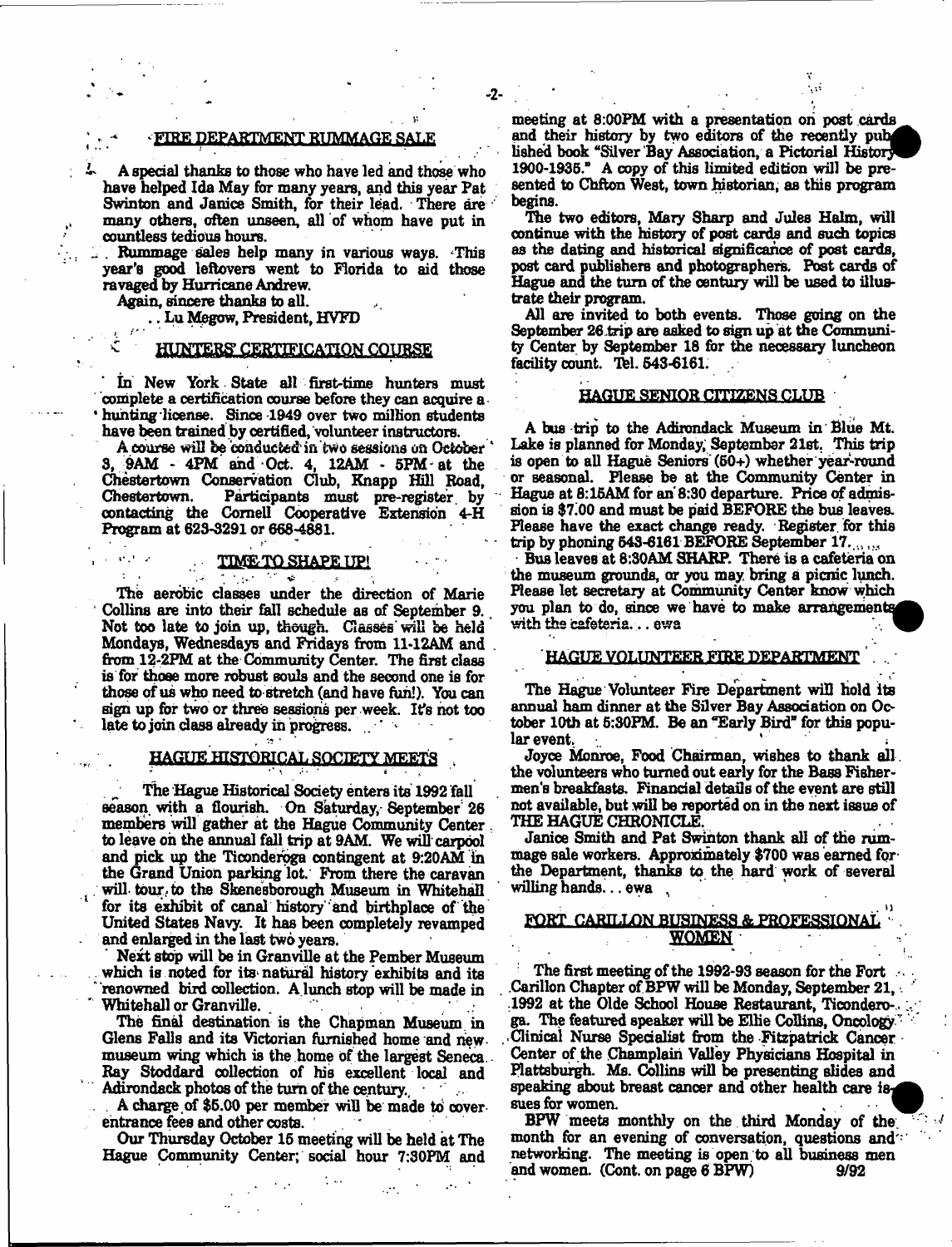## FIRE DEPARTMENT RUMMAGE SALE

A special thanks to those who have led and those who have helped Ida May for many years, and this year Pat Swinton and Janice Smith, for their lead. There are many others, often unseen, all of whom have put in countless tedious hours.

Rummage sales help many in various ways. This year's good leftovers went to Florida to aid those ravaged by Hurricane Andrew.

Again, sincere thanks to all.

.. Lu Megow, President, HVFD

## HUNTERS' CERTIFICATION COURSE

In New York State all first-time hunters must complete a certification course before they can acquire a hunting license. Since 1949 over two million students have been trained by certified, volunteer instructors.

A course will be conducted in two sessions on October 3, 9AM - 4PM and Oct. 4, 12AM - 5PM at the Chestertown Conservation Club, Knapp Hill Road, Chestertown. Participants must pre-register by contacting the Cornell Cooperative Extension 4-H Program at 623-3291 or 668-4881.

## TIME TO SHAPE UP!

The aerobic classes under the direction of Marie Collins are into their fall schedule as of September 9. Not too late to join up, though. Classes will be held Mondays, Wednesdays and Fridays from 11-12AM and from 12-2PM at the Community Center. The first class is for those more robust souls and the second one is for those of us who need to stretch (and have fun!). You can sign up for two or three sessions per week. It's not too late to join class already in progress.

## HAGUE HISTORICAL SOCIETY MEETS

The Hague Historical Society enters its 1992 fall season with a flourish. On Saturday, September 26 members will gather at the Hague Community Center to leave on the annual fall trip at 9AM. We will carpool and pick up the Ticonderoga contingent at 9:20AM in the Grand Union parking lot. From there the caravan will tour to the Skenesborough Museum in Whitehall for its exhibit of canal history and birthplace of the United States Navy. It has been completely revamped and enlarged in the last two years.

Next stop will be in Granville at the Pember Museum which is noted for its natural history exhibits and its renowned bird collection. A lunch stop will be made in Whitehall or Granville.

The final destination is the Chapman Museum in Glens Falls and its Victorian furnished home and new museum wing which is the home of the largest Seneca Ray Stoddard collection of his excellent local and Adirondack photos of the turn of the century.

A charge of $5.00 per member will be made to cover entrance fees and other costs.

Our Thursday October 15 meeting will be held at The Hague Community Center; social hour 7:30PM and meeting at 8:00PM with a presentation on post cards and their history by two editors of the recently published book "Silver Bay Association, a Pictorial History 1900-1935." A copy of this limited edition will be presented to Clifton West, town historian, as this program begins.

The two editors, Mary Sharp and Jules Halm, will continue with the history of post cards and such topics as the dating and historical significance of post cards, post card publishers and photographers. Post cards of Hague and the turn of the century will be used to illustrate their program.

All are invited to both events. Those going on the September 26 trip are asked to sign up at the Community Center by September 18 for the necessary luncheon facility count. Tel. 543-6161.

## HAGUE SENIOR CITIZENS CLUB

A bus trip to the Adirondack Museum in Blue Mt. Lake is planned for Monday, September 21st. This trip is open to all Hague Seniors (50+) whether year-round or seasonal. Please be at the Community Center in Hague at 8:15AM for an 8:30 departure. Price of admission is $7.00 and must be paid BEFORE the bus leaves. Please have the exact change ready. Register for this trip by phoning 543-6161 BEFORE September 17.

Bus leaves at 8:30AM SHARP. There is a cafeteria on the museum grounds, or you may bring a picnic lunch. Please let secretary at Community Center know which you plan to do, since we have to make arrangements with the cafeteria... ewa

## HAGUE VOLUNTEER FIRE DEPARTMENT

The Hague Volunteer Fire Department will hold its annual ham dinner at the Silver Bay Association on October 10th at 5:30PM. Be an "Early Bird" for this popular event.

Joyce Monroe, Food Chairman, wishes to thank all the volunteers who turned out early for the Bass Fishermen's breakfasts. Financial details of the event are still not available, but will be reported on in the next issue of THE HAGUE CHRONICLE.

Janice Smith and Pat Swinton thank all of the rummage sale workers. Approximately $700 was earned for the Department, thanks to the hard work of several willing hands... ewa

## FORT CARILLON BUSINESS & PROFESSIONAL WOMEN

The first meeting of the 1992-93 season for the Fort Carillon Chapter of BPW will be Monday, September 21, 1992 at the Olde School House Restaurant, Ticonderoga. The featured speaker will be Ellie Collins, Oncology Clinical Nurse Specialist from the Fitzpatrick Cancer Center of the Champlain Valley Physicians Hospital in Plattsburgh. Ms. Collins will be presenting slides and speaking about breast cancer and other health care issues for women.

BPW meets monthly on the third Monday of the month for an evening of conversation, questions and networking. The meeting is open to all business men and women. (Cont. on page 6 BPW) 9/92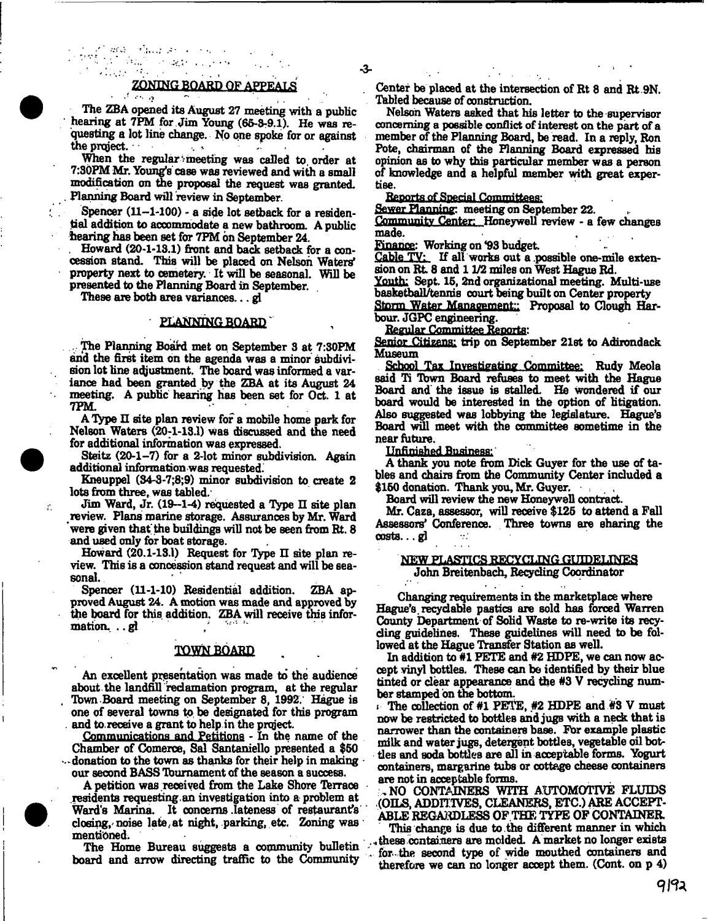## ZONING BOARD OF APPEALS

The ZBA opened its August 27 meeting with a public hearing at 7PM for Jim Young (65-3-9.1). He was requesting a lot line change. No one spoke for or against the project.

When the regular meeting was called to order at 7:30PM Mr. Young's case was reviewed and with a small modification on the proposal the request was granted. Planning Board will review in September.

Spencer (11-1-100) - a side lot setback for a residential addition to accommodate a new bathroom. A public hearing has been set for 7PM on September 24.

Howard (20-1-13.1) front and back setback for a concession stand. This will be placed on Nelson Waters' property next to cemetery. It will be seasonal. Will be presented to the Planning Board in September.

These are both area variances... gl

## PLANNING BOARD

The Planning Board met on September 3 at 7:30PM and the first item on the agenda was a minor subdivision lot line adjustment. The board was informed a variance had been granted by the ZBA at its August 24 meeting. A public hearing has been set for Oct. 1 at 7PM.

A Type II site plan review for a mobile home park for Nelson Waters (20-1-13.1) was discussed and the need for additional information was expressed.

Steitz (20-1-7) for a 2-lot minor subdivision. Again additional information was requested.

Kneuppel (34-3-7;8;9) minor subdivision to create 2 lots from three, was tabled.

Jim Ward, Jr. (19-1-4) requested a Type II site plan review. Plans marine storage. Assurances by Mr. Ward were given that the buildings will not be seen from Rt. 8 and used only for boat storage.

Howard (20.1-13.1) Request for Type II site plan review. This is a concession stand request and will be seasonal.

Spencer (11-1-10) Residential addition. ZBA approved August 24. A motion was made and approved by the board for this addition. ZBA will receive this information... gl

## TOWN BOARD

An excellent presentation was made to the audience about the landfill reclamation program, at the regular Town Board meeting on September 8, 1992. Hague is one of several towns to be designated for this program and to receive a grant to help in the project.

Communications and Petitions - In the name of the Chamber of Comerce, Sal Santaniello presented a $50 donation to the town as thanks for their help in making our second BASS Tournament of the season a success.

A petition was received from the Lake Shore Terrace residents requesting an investigation into a problem at Ward's Marina. It concerns lateness of restaurant's closing, noise late at night, parking, etc. Zoning was mentioned.

The Home Bureau suggests a community bulletin board and arrow directing traffic to the Community Center be placed at the intersection of Rt 8 and Rt 9N. Tabled because of construction.

Nelson Waters asked that his letter to the supervisor concerning a possible conflict of interest on the part of a member of the Planning Board, be read. In a reply, Ron Pote, chairman of the Planning Board expressed his opinion as to why this particular member was a person of knowledge and a helpful member with great expertise.

Reports of Special Committees:

Sewer Planning: meeting on September 22.

Community Center: Honeywell review - a few changes made.

Finance: Working on '93 budget.

Cable TV: If all works out a possible one-mile extension on Rt. 8 and 1 1/2 miles on West Hague Rd.

Youth: Sept. 15, 2nd organizational meeting. Multi-use basketball/tennis court being built on Center property

Storm Water Management: Proposal to Clough Harbour. JGPC engineering.

Regular Committee Reports:

Senior Citizens: trip on September 21st to Adirondack Museum

School Tax Investigating Committee: Rudy Meola said Ti Town Board refuses to meet with the Hague Board and the issue is stalled. He wondered if our board would be interested in the option of litigation. Also suggested was lobbying the legislature. Hague's Board will meet with the committee sometime in the near future.

Unfinished Business:

A thank you note from Dick Guyer for the use of tables and chairs from the Community Center included a $150 donation. Thank you, Mr. Guyer.

Board will review the new Honeywell contract.

Mr. Caza, assessor, will receive $125 to attend a Fall Assessors' Conference. Three towns are sharing the costs... gl

## NEW PLASTICS RECYCLING GUIDELINES

John Breitenbach, Recycling Coordinator

Changing requirements in the marketplace where Hague's recyclable pastics are sold has forced Warren County Department of Solid Waste to re-write its recycling guidelines. These guidelines will need to be followed at the Hague Transfer Station as well.

In addition to #1 PETE and #2 HDPE, we can now accept vinyl bottles. These can be identified by their blue tinted or clear appearance and the #3 V recycling number stamped on the bottom.

The collection of #1 PETE, #2 HDPE and #3 V must now be restricted to bottles and jugs with a neck that is narrower than the containers base. For example plastic milk and water jugs, detergent bottles, vegetable oil bottles and soda bottles are all in acceptable forms. Yogurt containers, margarine tubs or cottage cheese containers are not in acceptable forms.

NO CONTAINERS WITH AUTOMOTIVE FLUIDS (OILS, ADDITIVES, CLEANERS, ETC.) ARE ACCEPTABLE REGARDLESS OF THE TYPE OF CONTAINER.

This change is due to the different manner in which these containers are molded. A market no longer exists for the second type of wide mouthed containers and therefore we can no longer accept them. (Cont. on p 4)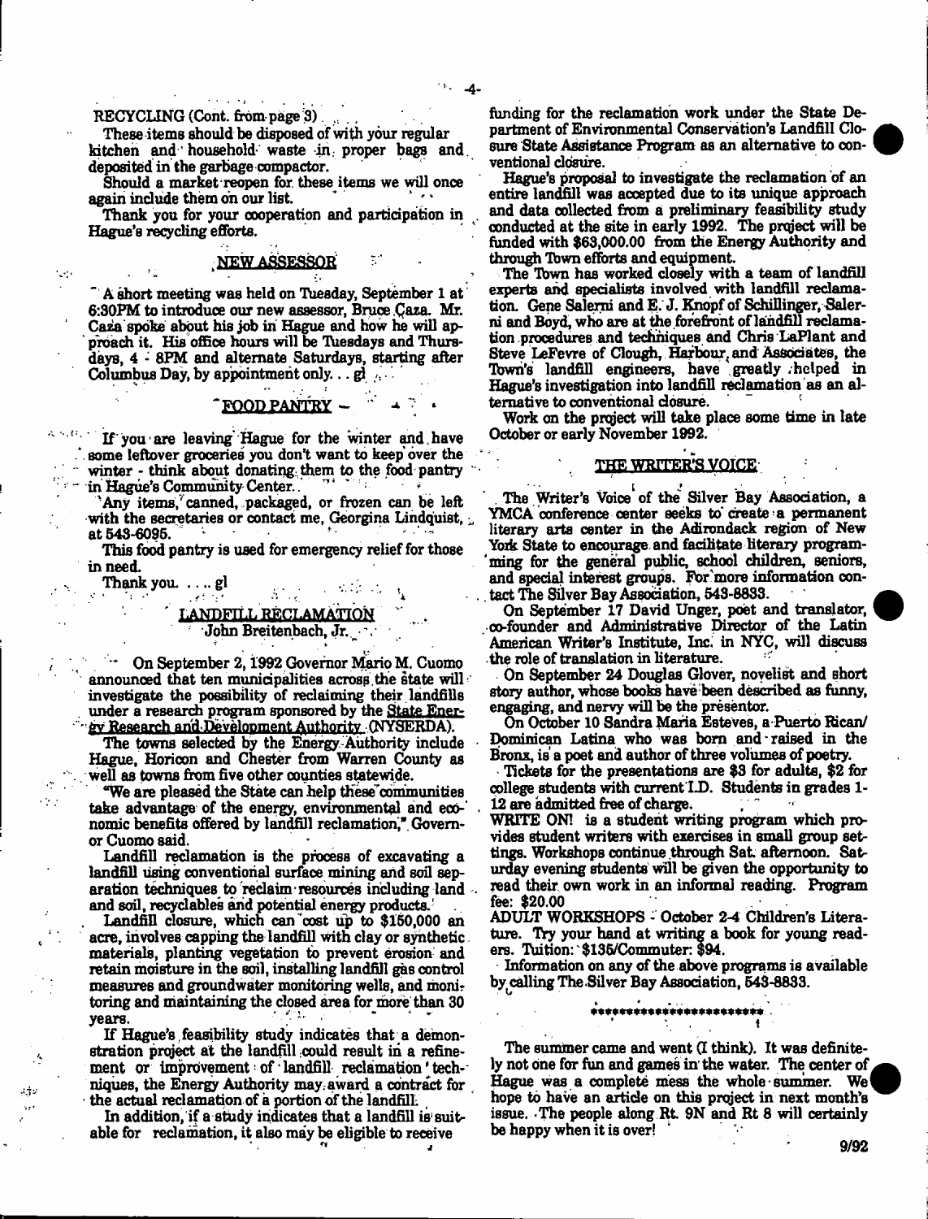RECYCLING (Cont. from page 3)

These items should be disposed of with your regular kitchen and household waste in proper bags and deposited in the garbage compactor.

Should a market reopen for these items we will once again include them on our list.

Thank you for your cooperation and participation in Hague's recycling efforts.

## NEW ASSESSOR

A short meeting was held on Tuesday, September 1 at 6:30PM to introduce our new assessor, Bruce Caza. Mr. Caza spoke about his job in Hague and how he will approach it. His office hours will be Tuesdays and Thursdays, 4 - 8PM and alternate Saturdays, starting after Columbus Day, by appointment only. . . gl

## FOOD PANTRY –

If you are leaving Hague for the winter and have some leftover groceries you don't want to keep over the winter - think about donating them to the food pantry in Hague's Community Center.

Any items, canned, packaged, or frozen can be left with the secretaries or contact me, Georgina Lindquist, at 543-6095.

This food pantry is used for emergency relief for those in need.

Thank you. . . . gl

## LANDFILL RECLAMATION

John Breitenbach, Jr.

On September 2, 1992 Governor Mario M. Cuomo announced that ten municipalities across the state will investigate the possibility of reclaiming their landfills under a research program sponsored by the State Energy Research and Development Authority (NYSERDA).

The towns selected by the Energy Authority include Hague, Horicon and Chester from Warren County as well as towns from five other counties statewide.

"We are pleased the State can help these communities take advantage of the energy, environmental and economic benefits offered by landfill reclamation," Governor Cuomo said.

Landfill reclamation is the process of excavating a landfill using conventional surface mining and soil separation techniques to reclaim resources including land and soil, recyclables and potential energy products.

Landfill closure, which can cost up to $150,000 an acre, involves capping the landfill with clay or synthetic materials, planting vegetation to prevent erosion and retain moisture in the soil, installing landfill gas control measures and groundwater monitoring wells, and monitoring and maintaining the closed area for more than 30 years.

If Hague's feasibility study indicates that a demonstration project at the landfill could result in a refinement or improvement of landfill reclamation techniques, the Energy Authority may award a contract for the actual reclamation of a portion of the landfill.

In addition, if a study indicates that a landfill is suitable for reclamation, it also may be eligible to receive funding for the reclamation work under the State Department of Environmental Conservation's Landfill Closure State Assistance Program as an alternative to conventional closure.

Hague's proposal to investigate the reclamation of an entire landfill was accepted due to its unique approach and data collected from a preliminary feasibility study conducted at the site in early 1992. The project will be funded with $63,000.00 from the Energy Authority and through Town efforts and equipment.

The Town has worked closely with a team of landfill experts and specialists involved with landfill reclamation. Gene Salerni and E. J. Knopf of Schillinger, Salerni and Boyd, who are at the forefront of landfill reclamation procedures and techniques and Chris LaPlant and Steve LeFevre of Clough, Harbour, and Associates, the Town's landfill engineers, have greatly helped in Hague's investigation into landfill reclamation as an alternative to conventional closure.

Work on the project will take place some time in late October or early November 1992.

## THE WRITER'S VOICE

The Writer's Voice of the Silver Bay Association, a YMCA conference center seeks to create a permanent literary arts center in the Adirondack region of New York State to encourage and facilitate literary programming for the general public, school children, seniors, and special interest groups. For more information contact The Silver Bay Association, 543-8833.

On September 17 David Unger, poet and translator, co-founder and Administrative Director of the Latin American Writer's Institute, Inc. in NYC, will discuss the role of translation in literature.

On September 24 Douglas Glover, novelist and short story author, whose books have been described as funny, engaging, and nervy will be the presentor.

On October 10 Sandra Maria Esteves, a Puerto Rican/Dominican Latina who was born and raised in the Bronx, is a poet and author of three volumes of poetry.

Tickets for the presentations are $3 for adults, $2 for college students with current I.D. Students in grades 1-12 are admitted free of charge.

WRITE ON! is a student writing program which provides student writers with exercises in small group settings. Workshops continue through Sat. afternoon. Saturday evening students will be given the opportunity to read their own work in an informal reading. Program fee: $20.00

ADULT WORKSHOPS - October 2-4 Children's Literature. Try your hand at writing a book for young readers. Tuition: $135/Commuter: $94.

Information on any of the above programs is available by calling The Silver Bay Association, 543-8833.

\*\*\*\*\*\*\*\*\*\*\*\*\*\*\*\*\*\*\*\*\*\*\*\*

The summer came and went (I think). It was definitely not one for fun and games in the water. The center of Hague was a complete mess the whole summer. We hope to have an article on this project in next month's issue. The people along Rt. 9N and Rt 8 will certainly be happy when it is over!

9/92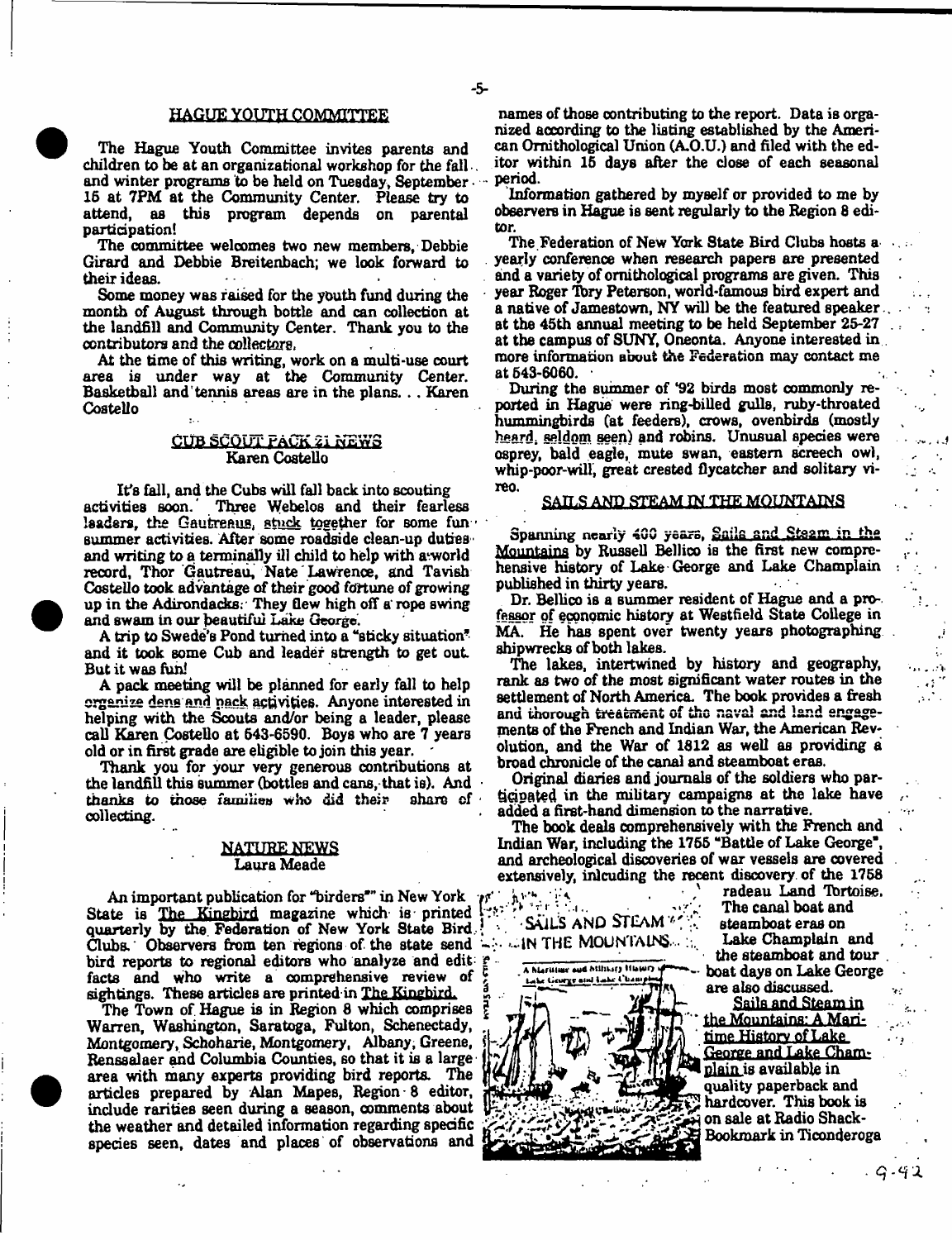## HAGUE YOUTH COMMITTEE

The Hague Youth Committee invites parents and children to be at an organizational workshop for the fall and winter programs to be held on Tuesday, September 15 at 7PM at the Community Center. Please try to attend, as this program depends on parental participation!

The committee welcomes two new members, Debbie Girard and Debbie Breitenbach; we look forward to their ideas.

Some money was raised for the youth fund during the month of August through bottle and can collection at the landfill and Community Center. Thank you to the contributors and the collectors.

At the time of this writing, work on a multi-use court area is under way at the Community Center. Basketball and tennis areas are in the plans. . . Karen Costello

## CUB SCOUT PACK 21 NEWS
Karen Costello

It's fall, and the Cubs will fall back into scouting activities soon. Three Webelos and their fearless leaders, the Gautreaus, stuck together for some fun summer activities. After some roadside clean-up duties and writing to a terminally ill child to help with a world record, Thor Gautreau, Nate Lawrence, and Tavish Costello took advantage of their good fortune of growing up in the Adirondacks. They flew high off a rope swing and swam in our beautiful Lake George.

A trip to Swede's Pond turned into a "sticky situation" and it took some Cub and leader strength to get out. But it was fun!

A pack meeting will be planned for early fall to help organize dens and pack activities. Anyone interested in helping with the Scouts and/or being a leader, please call Karen Costello at 543-6590. Boys who are 7 years old or in first grade are eligible to join this year.

Thank you for your very generous contributions at the landfill this summer (bottles and cans, that is). And thanks to those families who did their share of collecting.

## NATURE NEWS
Laura Meade

An important publication for "birders" in New York State is The Kingbird magazine which is printed quarterly by the Federation of New York State Bird Clubs. Observers from ten regions of the state send bird reports to regional editors who analyze and edit facts and who write a comprehensive review of sightings. These articles are printed in The Kingbird.

The Town of Hague is in Region 8 which comprises Warren, Washington, Saratoga, Fulton, Schenectady, Montgomery, Schoharie, Montgomery, Albany, Greene, Renssalaer and Columbia Counties, so that it is a large area with many experts providing bird reports. The articles prepared by Alan Mapes, Region 8 editor, include rarities seen during a season, comments about the weather and detailed information regarding specific species seen, dates and places of observations and names of those contributing to the report. Data is organized according to the listing established by the American Ornithological Union (A.O.U.) and filed with the editor within 15 days after the close of each seasonal period.

Information gathered by myself or provided to me by observers in Hague is sent regularly to the Region 8 editor.

The Federation of New York State Bird Clubs hosts a yearly conference when research papers are presented and a variety of ornithological programs are given. This year Roger Tory Peterson, world-famous bird expert and a native of Jamestown, NY will be the featured speaker at the 45th annual meeting to be held September 25-27 at the campus of SUNY, Oneonta. Anyone interested in more information about the Federation may contact me at 543-6060.

During the summer of '92 birds most commonly reported in Hague were ring-billed gulls, ruby-throated hummingbirds (at feeders), crows, ovenbirds (mostly heard, seldom seen) and robins. Unusual species were osprey, bald eagle, mute swan, eastern screech owl, whip-poor-will, great crested flycatcher and solitary vireo.

## SAILS AND STEAM IN THE MOUNTAINS

Spanning nearly 400 years, Sails and Steam in the Mountains by Russell Bellico is the first new comprehensive history of Lake George and Lake Champlain published in thirty years.

Dr. Bellico is a summer resident of Hague and a professor of economic history at Westfield State College in MA. He has spent over twenty years photographing shipwrecks of both lakes.

The lakes, intertwined by history and geography, rank as two of the most significant water routes in the settlement of North America. The book provides a fresh and thorough treatment of the naval and land engagements of the French and Indian War, the American Revolution, and the War of 1812 as well as providing a broad chronicle of the canal and steamboat eras.

Original diaries and journals of the soldiers who participated in the military campaigns at the lake have added a first-hand dimension to the narrative.

The book deals comprehensively with the French and Indian War, including the 1755 "Battle of Lake George", and archeological discoveries of war vessels are covered extensively, inlcuding the recent discovery of the 1758 radeau Land Tortoise. The canal boat and steamboat eras on Lake Champlain and the steamboat and tour boat days on Lake George are also discussed.

Sails and Steam in the Mountains: A Maritime History of Lake George and Lake Champlain is available in quality paperback and hardcover. This book is on sale at Radio Shack-Bookmark in Ticonderoga

9-92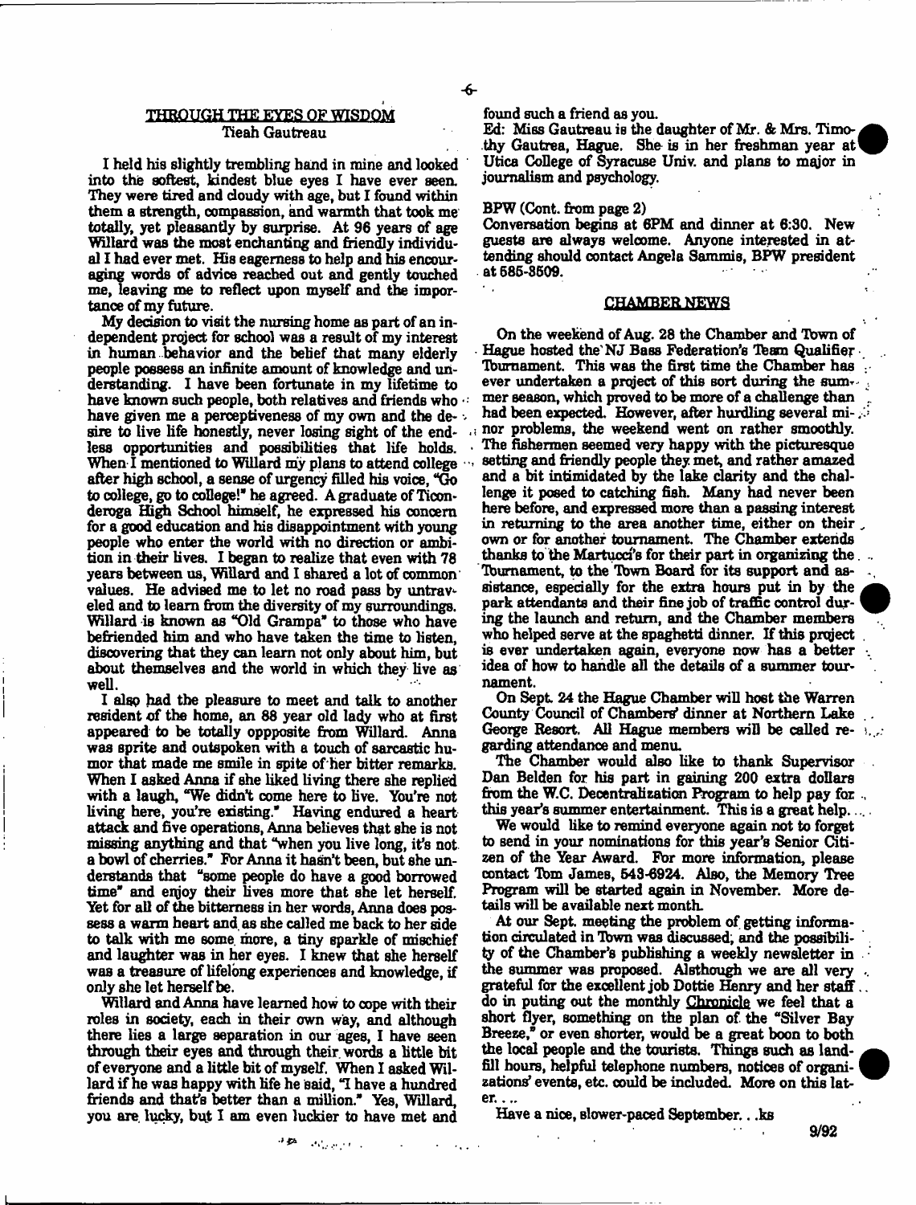## THROUGH THE EYES OF WISDOM

Tieah Gautreau

I held his slightly trembling hand in mine and looked into the softest, kindest blue eyes I have ever seen. They were tired and cloudy with age, but I found within them a strength, compassion, and warmth that took me totally, yet pleasantly by surprise. At 96 years of age Willard was the most enchanting and friendly individual I had ever met. His eagerness to help and his encouraging words of advice reached out and gently touched me, leaving me to reflect upon myself and the importance of my future.

My decision to visit the nursing home as part of an independent project for school was a result of my interest in human behavior and the belief that many elderly people possess an infinite amount of knowledge and understanding. I have been fortunate in my lifetime to have known such people, both relatives and friends who have given me a perceptiveness of my own and the desire to live life honestly, never losing sight of the endless opportunities and possibilities that life holds. When I mentioned to Willard my plans to attend college after high school, a sense of urgency filled his voice, "Go to college, go to college!" he agreed. A graduate of Ticonderoga High School himself, he expressed his concern for a good education and his disappointment with young people who enter the world with no direction or ambition in their lives. I began to realize that even with 78 years between us, Willard and I shared a lot of common values. He advised me to let no road pass by untraveled and to learn from the diversity of my surroundings. Willard is known as "Old Grampa" to those who have befriended him and who have taken the time to listen, discovering that they can learn not only about him, but about themselves and the world in which they live as well.

I also had the pleasure to meet and talk to another resident of the home, an 88 year old lady who at first appeared to be totally oppposite from Willard. Anna was sprite and outspoken with a touch of sarcastic humor that made me smile in spite of her bitter remarks. When I asked Anna if she liked living there she replied with a laugh, "We didn't come here to live. You're not living here, you're existing." Having endured a heart attack and five operations, Anna believes that she is not missing anything and that "when you live long, it's not a bowl of cherries." For Anna it hasn't been, but she understands that "some people do have a good borrowed time" and enjoy their lives more that she let herself. Yet for all of the bitterness in her words, Anna does possess a warm heart and as she called me back to her side to talk with me some more, a tiny sparkle of mischief and laughter was in her eyes. I knew that she herself was a treasure of lifelong experiences and knowledge, if only she let herself be.

Willard and Anna have learned how to cope with their roles in society, each in their own way, and although there lies a large separation in our ages, I have seen through their eyes and through their words a little bit of everyone and a little bit of myself. When I asked Willard if he was happy with life he said, "I have a hundred friends and that's better than a million." Yes, Willard, you are lucky, but I am even luckier to have met and found such a friend as you.

Ed: Miss Gautreau is the daughter of Mr. & Mrs. Timothy Gautrea, Hague. She is in her freshman year at Utica College of Syracuse Univ. and plans to major in journalism and psychology.

BPW (Cont. from page 2)

Conversation begins at 6PM and dinner at 6:30. New guests are always welcome. Anyone interested in attending should contact Angela Sammis, BPW president at 585-3509.

## CHAMBER NEWS

On the weekend of Aug. 28 the Chamber and Town of Hague hosted the NJ Bass Federation's Team Qualifier Tournament. This was the first time the Chamber has ever undertaken a project of this sort during the summer season, which proved to be more of a challenge than had been expected. However, after hurdling several minor problems, the weekend went on rather smoothly. The fishermen seemed very happy with the picturesque setting and friendly people they met, and rather amazed and a bit intimidated by the lake clarity and the challenge it posed to catching fish. Many had never been here before, and expressed more than a passing interest in returning to the area another time, either on their own or for another tournament. The Chamber extends thanks to the Martucci's for their part in organizing the Tournament, to the Town Board for its support and assistance, especially for the extra hours put in by the park attendants and their fine job of traffic control during the launch and return, and the Chamber members who helped serve at the spaghetti dinner. If this project is ever undertaken again, everyone now has a better idea of how to handle all the details of a summer tournament.

On Sept. 24 the Hague Chamber will host the Warren County Council of Chambers' dinner at Northern Lake George Resort. All Hague members will be called regarding attendance and menu.

The Chamber would also like to thank Supervisor Dan Belden for his part in gaining 200 extra dollars from the W.C. Decentralization Program to help pay for this year's summer entertainment. This is a great help.

We would like to remind everyone again not to forget to send in your nominations for this year's Senior Citizen of the Year Award. For more information, please contact Tom James, 543-6924. Also, the Memory Tree Program will be started again in November. More details will be available next month.

At our Sept. meeting the problem of getting information circulated in Town was discussed, and the possibility of the Chamber's publishing a weekly newsletter in the summer was proposed. Alsthough we are all very grateful for the excellent job Dottie Henry and her staff do in puting out the monthly Chronicle we feel that a short flyer, something on the plan of the "Silver Bay Breeze," or even shorter, would be a great boon to both the local people and the tourists. Things such as landfill hours, helpful telephone numbers, notices of organizations' events, etc. could be included. More on this later....

Have a nice, slower-paced September. . .ks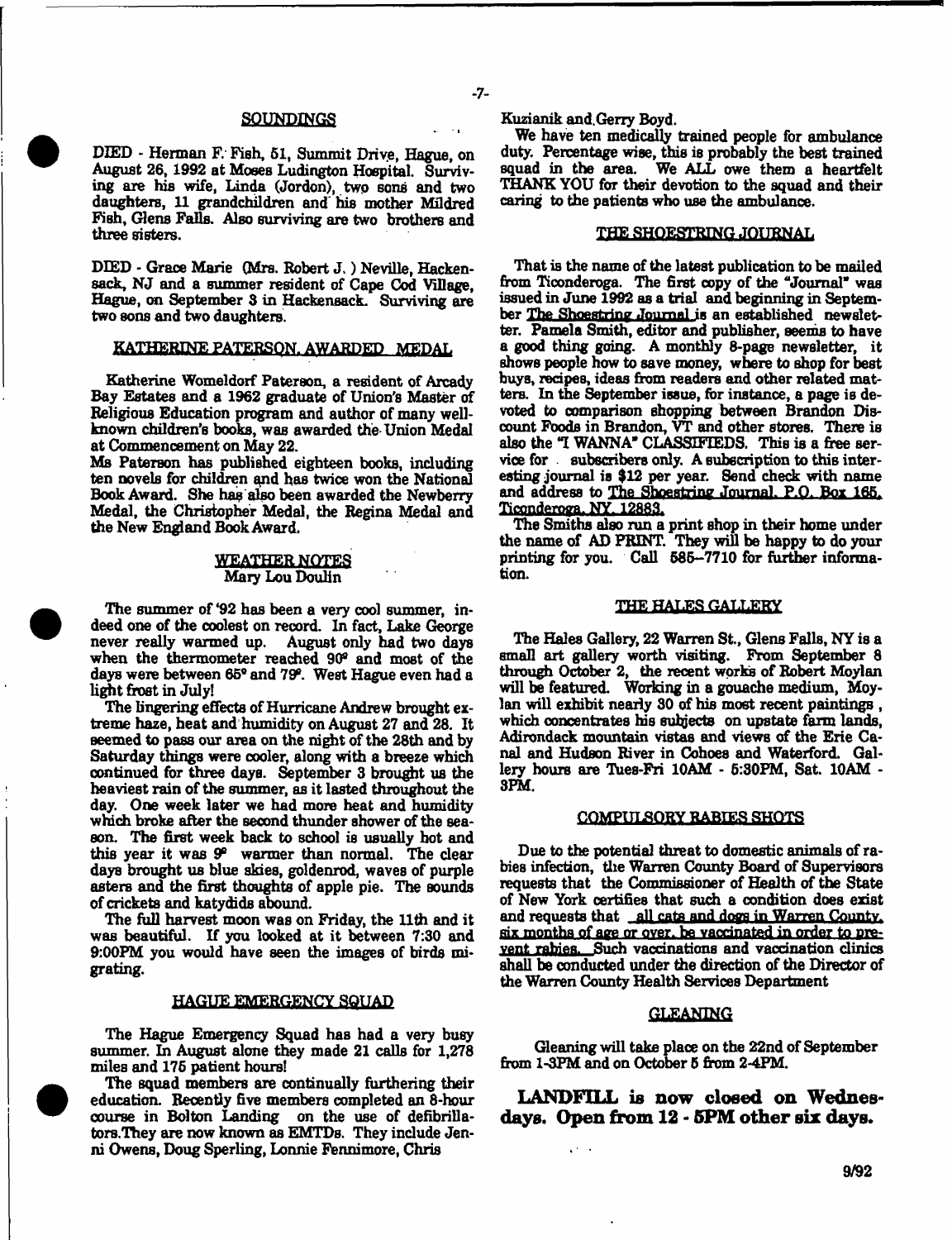## SOUNDINGS

DIED - Herman F. Fish, 51, Summit Drive, Hague, on August 26, 1992 at Moses Ludington Hospital. Surviving are his wife, Linda (Jordon), two sons and two daughters, 11 grandchildren and his mother Mildred Fish, Glens Falls. Also surviving are two brothers and three sisters.

DIED - Grace Marie (Mrs. Robert J. ) Neville, Hackensack, NJ and a summer resident of Cape Cod Village, Hague, on September 3 in Hackensack. Surviving are two sons and two daughters.

## KATHERINE PATERSON, AWARDED MEDAL

Katherine Womeldorf Paterson, a resident of Arcady Bay Estates and a 1962 graduate of Union's Master of Religious Education program and author of many well-known children's books, was awarded the Union Medal at Commencement on May 22.

Ms Paterson has published eighteen books, including ten novels for children and has twice won the National Book Award. She has also been awarded the Newberry Medal, the Christopher Medal, the Regina Medal and the New England Book Award.

## WEATHER NOTES
Mary Lou Doulin

The summer of '92 has been a very cool summer, indeed one of the coolest on record. In fact, Lake George never really warmed up. August only had two days when the thermometer reached 90° and most of the days were between 65° and 79°. West Hague even had a light frost in July!

The lingering effects of Hurricane Andrew brought extreme haze, heat and humidity on August 27 and 28. It seemed to pass our area on the night of the 28th and by Saturday things were cooler, along with a breeze which continued for three days. September 3 brought us the heaviest rain of the summer, as it lasted throughout the day. One week later we had more heat and humidity which broke after the second thunder shower of the season. The first week back to school is usually hot and this year it was 9° warmer than normal. The clear days brought us blue skies, goldenrod, waves of purple asters and the first thoughts of apple pie. The sounds of crickets and katydids abound.

The full harvest moon was on Friday, the 11th and it was beautiful. If you looked at it between 7:30 and 9:00PM you would have seen the images of birds migrating.

## HAGUE EMERGENCY SQUAD

The Hague Emergency Squad has had a very busy summer. In August alone they made 21 calls for 1,278 miles and 175 patient hours!

The squad members are continually furthering their education. Recently five members completed an 8-hour course in Bolton Landing on the use of defibrillators. They are now known as EMTDs. They include Jenni Owens, Doug Sperling, Lonnie Fennimore, Chris Kuzianik and Gerry Boyd.

We have ten medically trained people for ambulance duty. Percentage wise, this is probably the best trained squad in the area. We ALL owe them a heartfelt THANK YOU for their devotion to the squad and their caring to the patients who use the ambulance.

## THE SHOESTRING JOURNAL

That is the name of the latest publication to be mailed from Ticonderoga. The first copy of the "Journal" was issued in June 1992 as a trial and beginning in September The Shoestring Journal is an established newsletter. Pamela Smith, editor and publisher, seems to have a good thing going. A monthly 8-page newsletter, it shows people how to save money, where to shop for best buys, recipes, ideas from readers and other related matters. In the September issue, for instance, a page is devoted to comparison shopping between Brandon Discount Foods in Brandon, VT and other stores. There is also the "I WANNA" CLASSIFIEDS. This is a free service for subscribers only. A subscription to this interesting journal is $12 per year. Send check with name and address to The Shoestring Journal, P.O. Box 165, Ticonderoga, NY 12883.

The Smiths also run a print shop in their home under the name of AD PRINT. They will be happy to do your printing for you. Call 585-7710 for further information.

## THE HALES GALLERY

The Hales Gallery, 22 Warren St., Glens Falls, NY is a small art gallery worth visiting. From September 8 through October 2, the recent works of Robert Moylan will be featured. Working in a gouache medium, Moylan will exhibit nearly 30 of his most recent paintings, which concentrates his subjects on upstate farm lands, Adirondack mountain vistas and views of the Erie Canal and Hudson River in Cohoes and Waterford. Gallery hours are Tues-Fri 10AM - 5:30PM, Sat. 10AM - 3PM.

## COMPULSORY RABIES SHOTS

Due to the potential threat to domestic animals of rabies infection, the Warren County Board of Supervisors requests that the Commissioner of Health of the State of New York certifies that such a condition does exist and requests that all cats and dogs in Warren County, six months of age or over, be vaccinated in order to prevent rabies. Such vaccinations and vaccination clinics shall be conducted under the direction of the Director of the Warren County Health Services Department

## GLEANING

Gleaning will take place on the 22nd of September from 1-3PM and on October 5 from 2-4PM.

**LANDFILL is now closed on Wednesdays. Open from 12 - 5PM other six days.**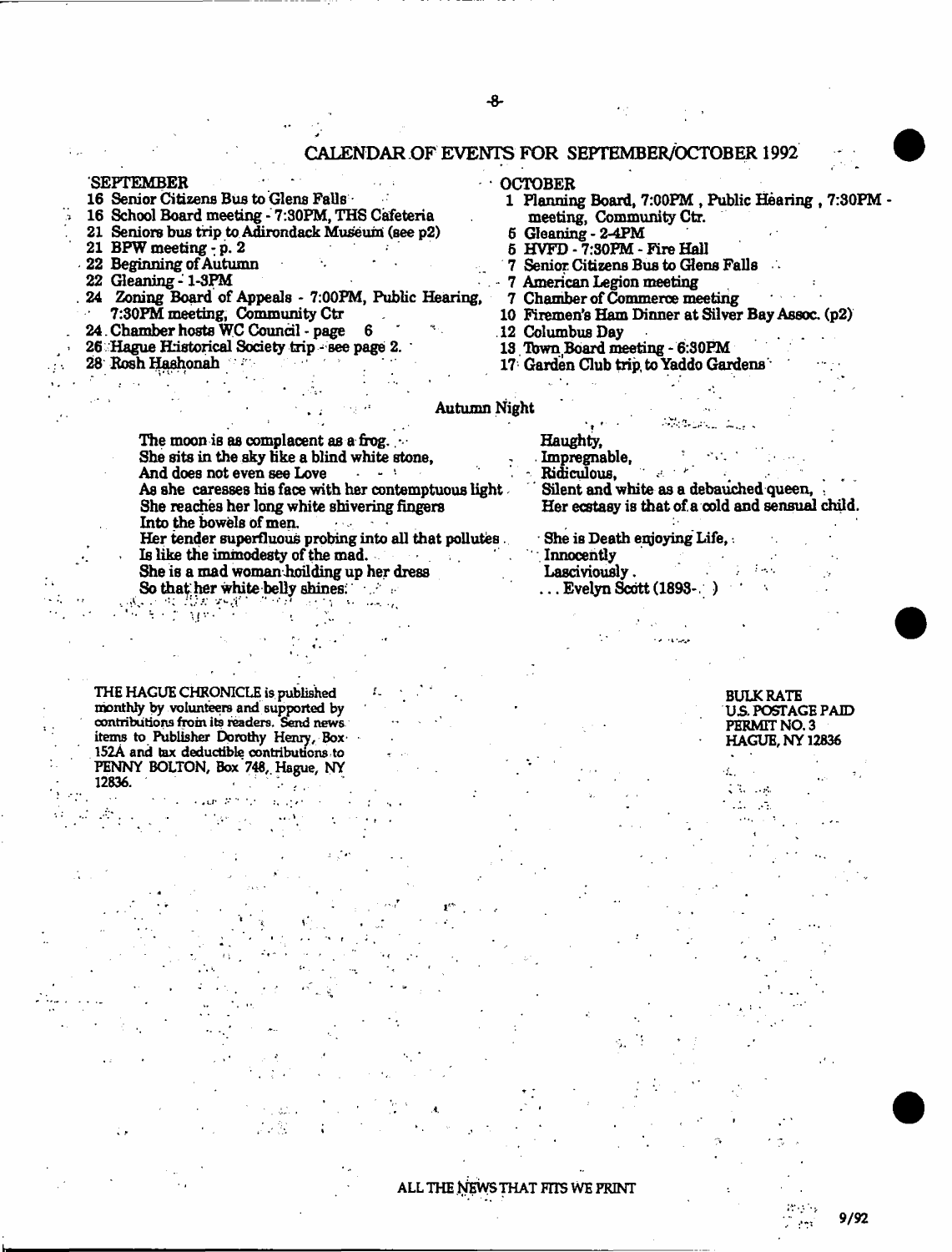## CALENDAR OF EVENTS FOR SEPTEMBER/OCTOBER 1992

**SEPTEMBER**

16 Senior Citizens Bus to Glens Falls
16 School Board meeting - 7:30PM, THS Cafeteria
21 Seniors bus trip to Adirondack Museum (see p2)
21 BPW meeting - p. 2
22 Beginning of Autumn
22 Gleaning - 1-3PM
24 Zoning Board of Appeals - 7:00PM, Public Hearing, 7:30PM meeting, Community Ctr
24 Chamber hosts WC Council - page 6
26 Hague Historical Society trip - see page 2.
28 Rosh Hashonah

**OCTOBER**

1 Planning Board, 7:00PM , Public Hearing , 7:30PM - meeting, Community Ctr.
5 Gleaning - 2-4PM
5 HVFD - 7:30PM - Fire Hall
7 Senior Citizens Bus to Glens Falls
7 American Legion meeting
7 Chamber of Commerce meeting
10 Firemen's Ham Dinner at Silver Bay Assoc. (p2)
12 Columbus Day
13 Town Board meeting - 6:30PM
17 Garden Club trip to Yaddo Gardens

### Autumn Night

The moon is as complacent as a frog.
She sits in the sky like a blind white stone,
And does not even see Love
As she caresses his face with her contemptuous light
She reaches her long white shivering fingers
Into the bowels of men.
Her tender superfluous probing into all that pollutes
Is like the immodesty of the mad.
She is a mad woman hoilding up her dress
So that her white belly shines.

Haughty,
Impregnable,
Ridiculous,
Silent and white as a debauched queen,
Her ecstasy is that of a cold and sensual child.

She is Death enjoying Life,
Innocently
Lasciviously.
. . . Evelyn Scott (1893- )

THE HAGUE CHRONICLE is published monthly by volunteers and supported by contributions from its readers. Send news items to Publisher Dorothy Henry, Box 152A and tax deductible contributions to PENNY BOLTON, Box 748, Hague, NY 12836.

BULK RATE
U.S. POSTAGE PAID
PERMIT NO. 3
HAGUE, NY 12836

ALL THE NEWS THAT FITS WE PRINT